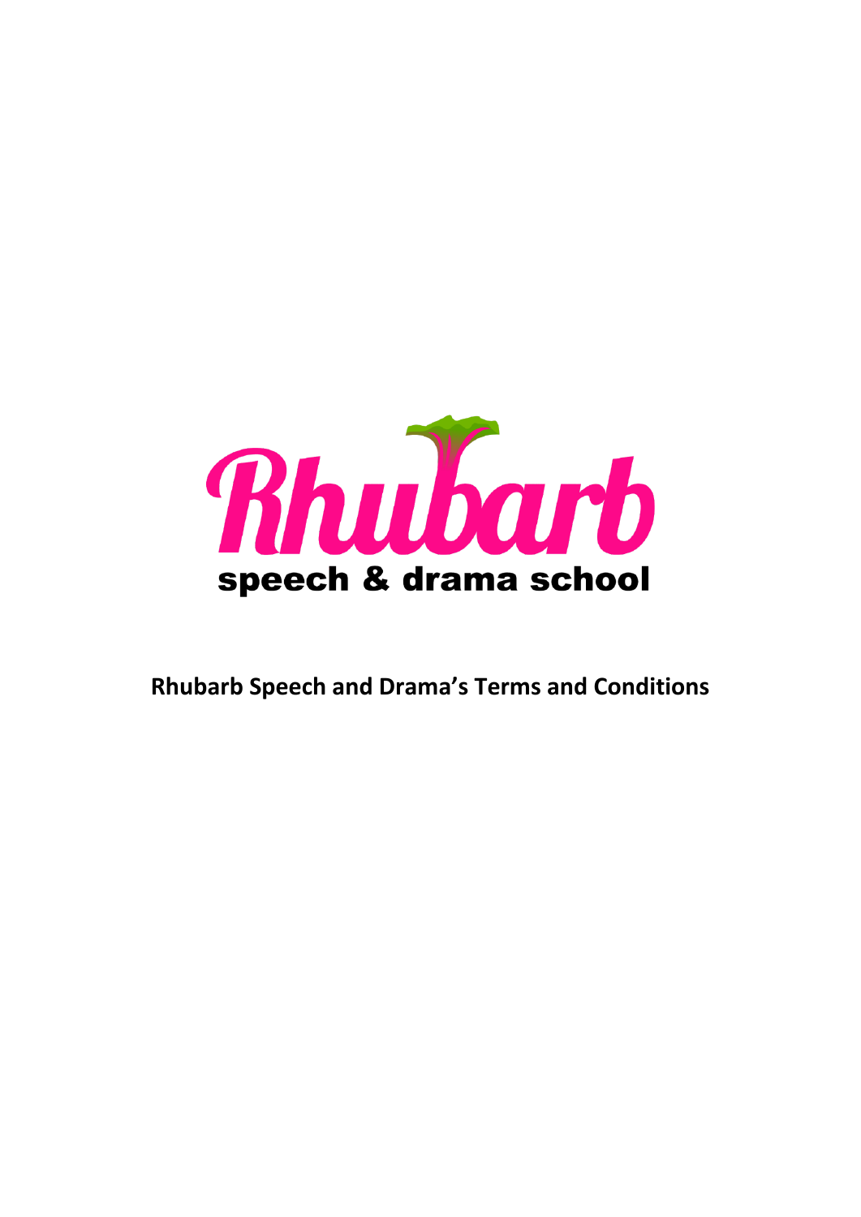Rhubarb

speech & drama school

**Rhubarb Speech and Drama's Terms and Conditions**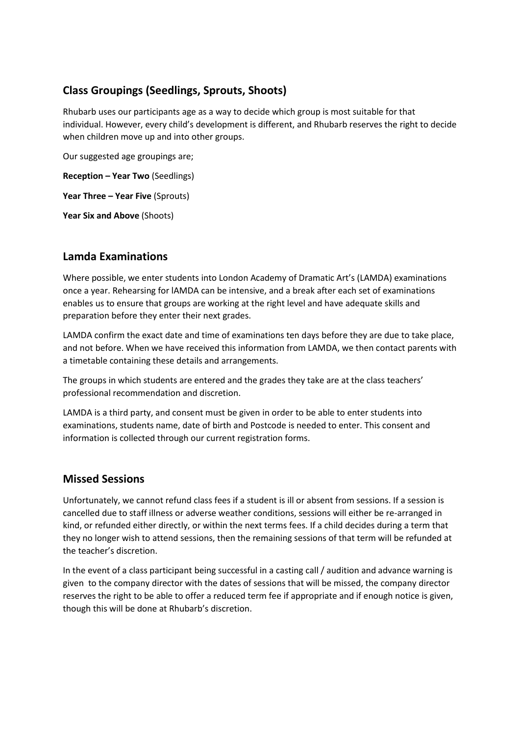## Class Groupings (Seedlings, Sprouts, Shoots)

Rhubarb uses our participants age as a way to decide which group is most suitable for that individual. However, every child's development is different, and Rhubarb reserves the right to decide when children move up and into other groups.

Our suggested age groupings are;

**Reception – Year Two** (Seedlings)

**Year Three – Year Five** (Sprouts)

**Year Six and Above** (Shoots)

## Lamda Examinations

Where possible, we enter students into London Academy of Dramatic Art's (LAMDA) examinations once a year. Rehearsing for lAMDA can be intensive, and a break after each set of examinations enables us to ensure that groups are working at the right level and have adequate skills and preparation before they enter their next grades.

LAMDA confirm the exact date and time of examinations ten days before they are due to take place, and not before. When we have received this information from LAMDA, we then contact parents with a timetable containing these details and arrangements.

The groups in which students are entered and the grades they take are at the class teachers' professional recommendation and discretion.

LAMDA is a third party, and consent must be given in order to be able to enter students into examinations, students name, date of birth and Postcode is needed to enter. This consent and information is collected through our current registration forms.

## Missed Sessions

Unfortunately, we cannot refund class fees if a student is ill or absent from sessions. If a session is cancelled due to staff illness or adverse weather conditions, sessions will either be re-arranged in kind, or refunded either directly, or within the next terms fees. If a child decides during a term that they no longer wish to attend sessions, then the remaining sessions of that term will be refunded at the teacher's discretion.

In the event of a class participant being successful in a casting call / audition and advance warning is given to the company director with the dates of sessions that will be missed, the company director reserves the right to be able to offer a reduced term fee if appropriate and if enough notice is given, though this will be done at Rhubarb's discretion.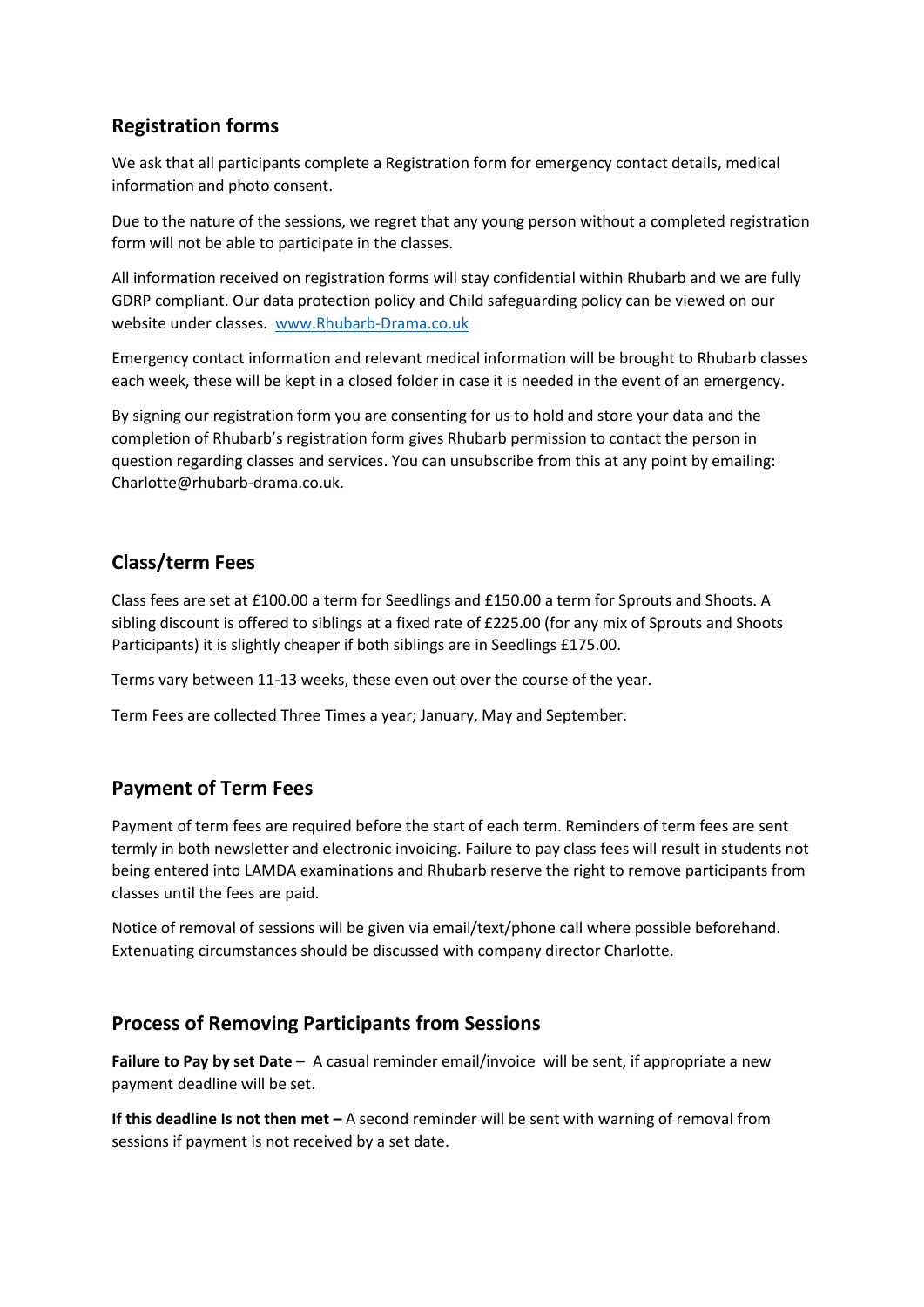## Registration forms

We ask that all participants complete a Registration form for emergency contact details, medical information and photo consent.

Due to the nature of the sessions, we regret that any young person without a completed registration form will not be able to participate in the classes.

All information received on registration forms will stay confidential within Rhubarb and we are fully GDRP compliant. Our data protection policy and Child safeguarding policy can be viewed on our website under classes. [www.Rhubarb-Drama.co.uk](www.Rhubarb-Drama.co.uk)

Emergency contact information and relevant medical information will be brought to Rhubarb classes each week, these will be kept in a closed folder in case it is needed in the event of an emergency.

By signing our registration form you are consenting for us to hold and store your data and the completion of Rhubarb's registration form gives Rhubarb permission to contact the person in question regarding classes and services. You can unsubscribe from this at any point by emailing: Charlotte@rhubarb-drama.co.uk.

## Class/term Fees

Class fees are set at £100.00 a term for Seedlings and £150.00 a term for Sprouts and Shoots. A sibling discount is offered to siblings at a fixed rate of £225.00 (for any mix of Sprouts and Shoots Participants) it is slightly cheaper if both siblings are in Seedlings £175.00.

Terms vary between 11-13 weeks, these even out over the course of the year.

Term Fees are collected Three Times a year; January, May and September.

## Payment of Term Fees

Payment of term fees are required before the start of each term. Reminders of term fees are sent termly in both newsletter and electronic invoicing. Failure to pay class fees will result in students not being entered into LAMDA examinations and Rhubarb reserve the right to remove participants from classes until the fees are paid.

Notice of removal of sessions will be given via email/text/phone call where possible beforehand. Extenuating circumstances should be discussed with company director Charlotte.

## Process of Removing Participants from Sessions

**Failure to Pay by set Date** – A casual reminder email/invoice will be sent, if appropriate a new payment deadline will be set.

**If this deadline Is not then met –** A second reminder will be sent with warning of removal from sessions if payment is not received by a set date.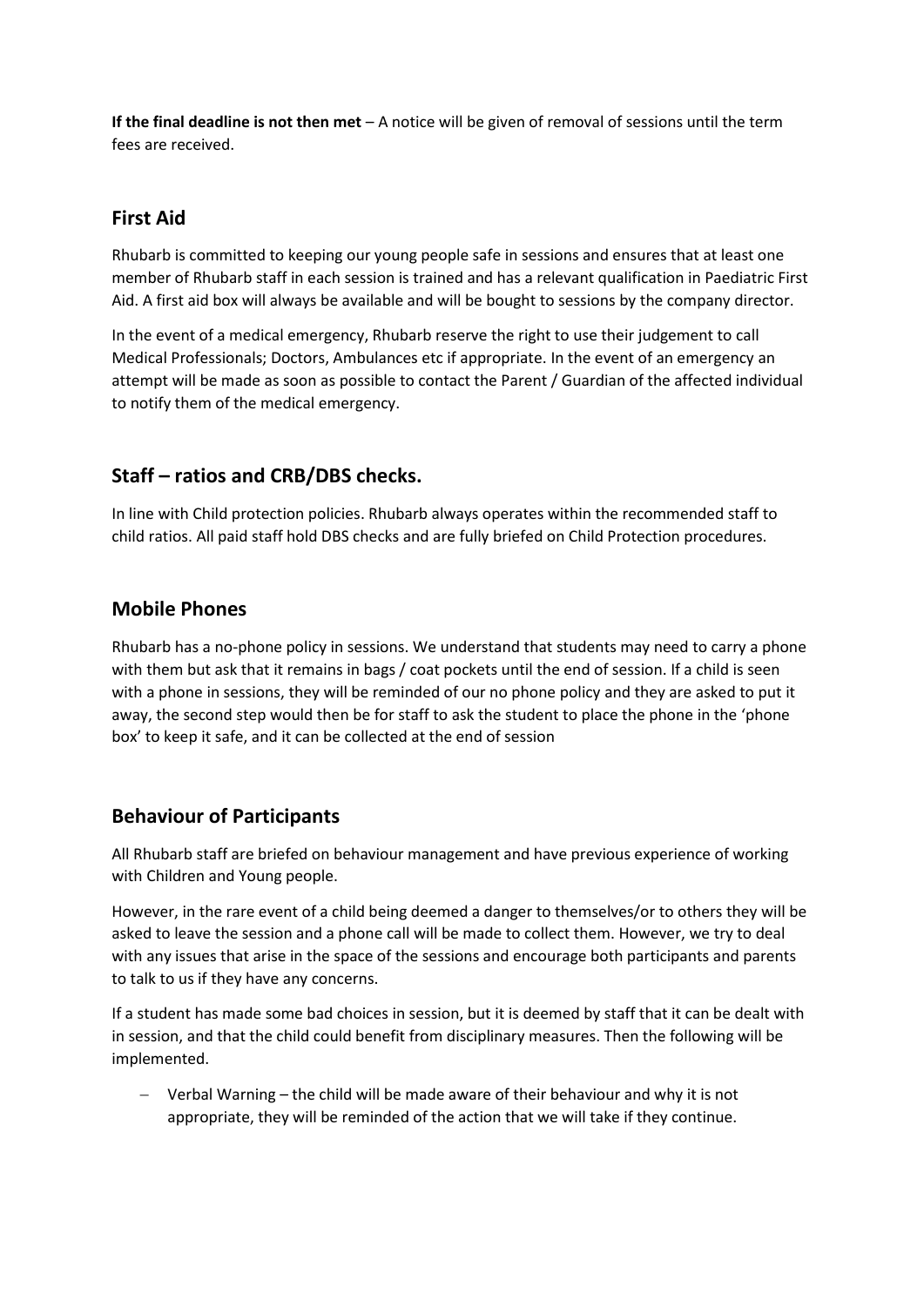**If the final deadline is not then met** – A notice will be given of removal of sessions until the term fees are received.

## First Aid

Rhubarb is committed to keeping our young people safe in sessions and ensures that at least one member of Rhubarb staff in each session is trained and has a relevant qualification in Paediatric First Aid. A first aid box will always be available and will be bought to sessions by the company director.

In the event of a medical emergency, Rhubarb reserve the right to use their judgement to call Medical Professionals; Doctors, Ambulances etc if appropriate. In the event of an emergency an attempt will be made as soon as possible to contact the Parent / Guardian of the affected individual to notify them of the medical emergency.

## Staff – ratios and CRB/DBS checks.

In line with Child protection policies. Rhubarb always operates within the recommended staff to child ratios. All paid staff hold DBS checks and are fully briefed on Child Protection procedures.

## Mobile Phones

Rhubarb has a no-phone policy in sessions. We understand that students may need to carry a phone with them but ask that it remains in bags / coat pockets until the end of session. If a child is seen with a phone in sessions, they will be reminded of our no phone policy and they are asked to put it away, the second step would then be for staff to ask the student to place the phone in the 'phone box' to keep it safe, and it can be collected at the end of session

## Behaviour of Participants

All Rhubarb staff are briefed on behaviour management and have previous experience of working with Children and Young people.

However, in the rare event of a child being deemed a danger to themselves/or to others they will be asked to leave the session and a phone call will be made to collect them. However, we try to deal with any issues that arise in the space of the sessions and encourage both participants and parents to talk to us if they have any concerns.

If a student has made some bad choices in session, but it is deemed by staff that it can be dealt with in session, and that the child could benefit from disciplinary measures. Then the following will be implemented.

- Verbal Warning – the child will be made aware of their behaviour and why it is not appropriate, they will be reminded of the action that we will take if they continue.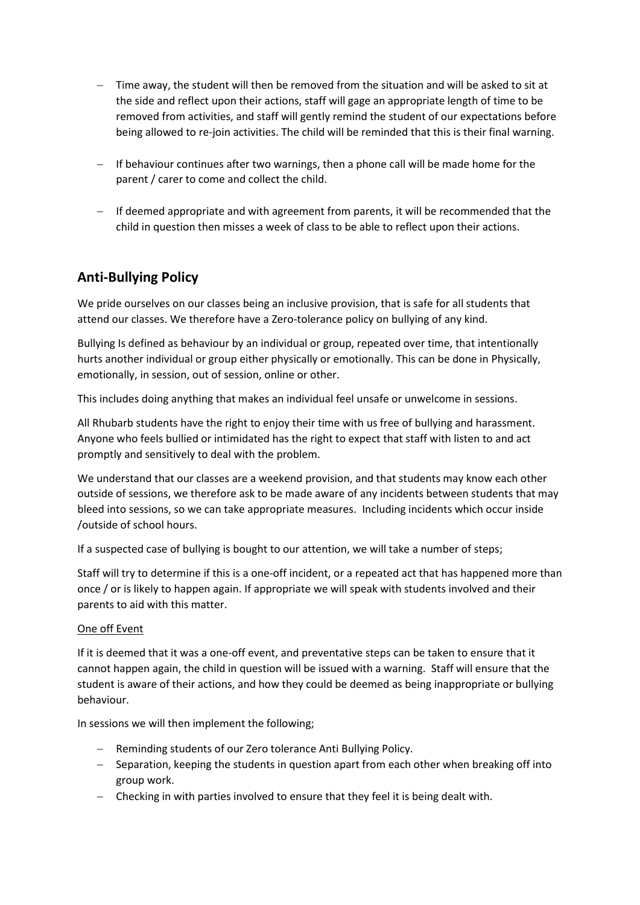- Time away, the student will then be removed from the situation and will be asked to sit at the side and reflect upon their actions, staff will gage an appropriate length of time to be removed from activities, and staff will gently remind the student of our expectations before being allowed to re-join activities. The child will be reminded that this is their final warning.

- If behaviour continues after two warnings, then a phone call will be made home for the parent / carer to come and collect the child.

- If deemed appropriate and with agreement from parents, it will be recommended that the child in question then misses a week of class to be able to reflect upon their actions.

## Anti-Bullying Policy

We pride ourselves on our classes being an inclusive provision, that is safe for all students that attend our classes. We therefore have a Zero-tolerance policy on bullying of any kind.

Bullying Is defined as behaviour by an individual or group, repeated over time, that intentionally hurts another individual or group either physically or emotionally. This can be done in Physically, emotionally, in session, out of session, online or other.

This includes doing anything that makes an individual feel unsafe or unwelcome in sessions.

All Rhubarb students have the right to enjoy their time with us free of bullying and harassment. Anyone who feels bullied or intimidated has the right to expect that staff with listen to and act promptly and sensitively to deal with the problem.

We understand that our classes are a weekend provision, and that students may know each other outside of sessions, we therefore ask to be made aware of any incidents between students that may bleed into sessions, so we can take appropriate measures. Including incidents which occur inside /outside of school hours.

If a suspected case of bullying is bought to our attention, we will take a number of steps;

Staff will try to determine if this is a one-off incident, or a repeated act that has happened more than once / or is likely to happen again. If appropriate we will speak with students involved and their parents to aid with this matter.

<u>One off Event</u>

If it is deemed that it was a one-off event, and preventative steps can be taken to ensure that it cannot happen again, the child in question will be issued with a warning. Staff will ensure that the student is aware of their actions, and how they could be deemed as being inappropriate or bullying behaviour.

In sessions we will then implement the following;

- Reminding students of our Zero tolerance Anti Bullying Policy.
- Separation, keeping the students in question apart from each other when breaking off into group work.
- Checking in with parties involved to ensure that they feel it is being dealt with.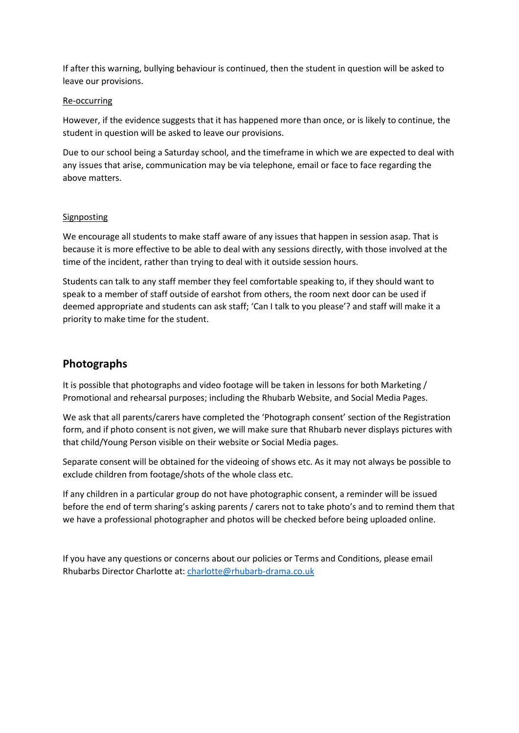If after this warning, bullying behaviour is continued, then the student in question will be asked to leave our provisions.

<u>Re-occurring</u>

However, if the evidence suggests that it has happened more than once, or is likely to continue, the student in question will be asked to leave our provisions.

Due to our school being a Saturday school, and the timeframe in which we are expected to deal with any issues that arise, communication may be via telephone, email or face to face regarding the above matters.

<u>Signposting</u>

We encourage all students to make staff aware of any issues that happen in session asap. That is because it is more effective to be able to deal with any sessions directly, with those involved at the time of the incident, rather than trying to deal with it outside session hours.

Students can talk to any staff member they feel comfortable speaking to, if they should want to speak to a member of staff outside of earshot from others, the room next door can be used if deemed appropriate and students can ask staff; 'Can I talk to you please'? and staff will make it a priority to make time for the student.

## Photographs

It is possible that photographs and video footage will be taken in lessons for both Marketing / Promotional and rehearsal purposes; including the Rhubarb Website, and Social Media Pages.

We ask that all parents/carers have completed the 'Photograph consent' section of the Registration form, and if photo consent is not given, we will make sure that Rhubarb never displays pictures with that child/Young Person visible on their website or Social Media pages.

Separate consent will be obtained for the videoing of shows etc. As it may not always be possible to exclude children from footage/shots of the whole class etc.

If any children in a particular group do not have photographic consent, a reminder will be issued before the end of term sharing's asking parents / carers not to take photo's and to remind them that we have a professional photographer and photos will be checked before being uploaded online.

If you have any questions or concerns about our policies or Terms and Conditions, please email Rhubarbs Director Charlotte at: [charlotte@rhubarb-drama.co.uk](mailto:charlotte@rhubarb-drama.co.uk)